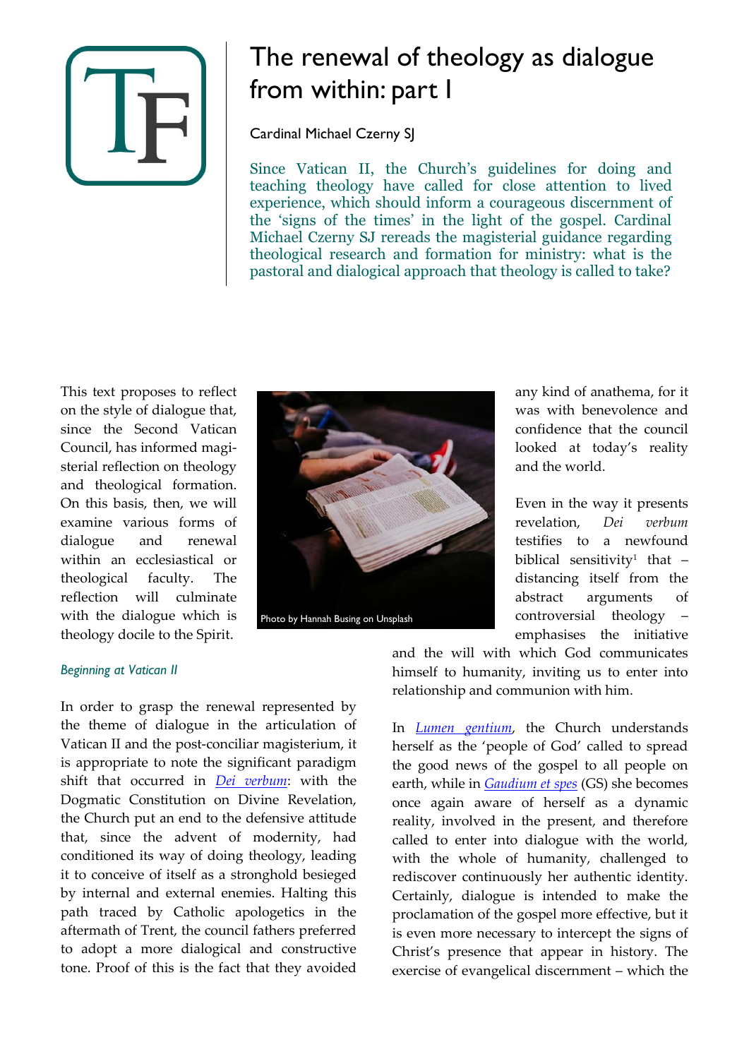# The renewal of theology as dialogue from within: part I

Cardinal Michael Czerny SJ

Since Vatican II, the Church's guidelines for doing and teaching theology have called for close attention to lived experience, which should inform a courageous discernment of the 'signs of the times' in the light of the gospel. Cardinal Michael Czerny SJ rereads the magisterial guidance regarding theological research and formation for ministry: what is the pastoral and dialogical approach that theology is called to take?

This text proposes to reflect on the style of dialogue that, since the Second Vatican Council, has informed magisterial reflection on theology and theological formation. On this basis, then, we will examine various forms of dialogue and renewal within an ecclesiastical or theological faculty. The reflection will culminate with the dialogue which is theology docile to the Spirit.

Photo by Hannah Busing on Unsplash

### *Beginning at Vatican II*

In order to grasp the renewal represented by the theme of dialogue in the articulation of Vatican II and the post-conciliar magisterium, it is appropriate to note the significant paradigm shift that occurred in *Dei verbum*: with the Dogmatic Constitution on Divine Revelation, the Church put an end to the defensive attitude that, since the advent of modernity, had conditioned its way of doing theology, leading it to conceive of itself as a stronghold besieged by internal and external enemies. Halting this path traced by Catholic apologetics in the aftermath of Trent, the council fathers preferred to adopt a more dialogical and constructive tone. Proof of this is the fact that they avoided any kind of anathema, for it was with benevolence and confidence that the council looked at today's reality and the world.

Even in the way it presents revelation, *Dei verbum* testifies to a newfound biblical sensitivity[1] that – distancing itself from the abstract arguments of controversial theology – emphasises the initiative and the will with which God communicates himself to humanity, inviting us to enter into relationship and communion with him.

In *Lumen gentium*, the Church understands herself as the 'people of God' called to spread the good news of the gospel to all people on earth, while in *Gaudium et spes* (GS) she becomes once again aware of herself as a dynamic reality, involved in the present, and therefore called to enter into dialogue with the world, with the whole of humanity, challenged to rediscover continuously her authentic identity. Certainly, dialogue is intended to make the proclamation of the gospel more effective, but it is even more necessary to intercept the signs of Christ's presence that appear in history. The exercise of evangelical discernment – which the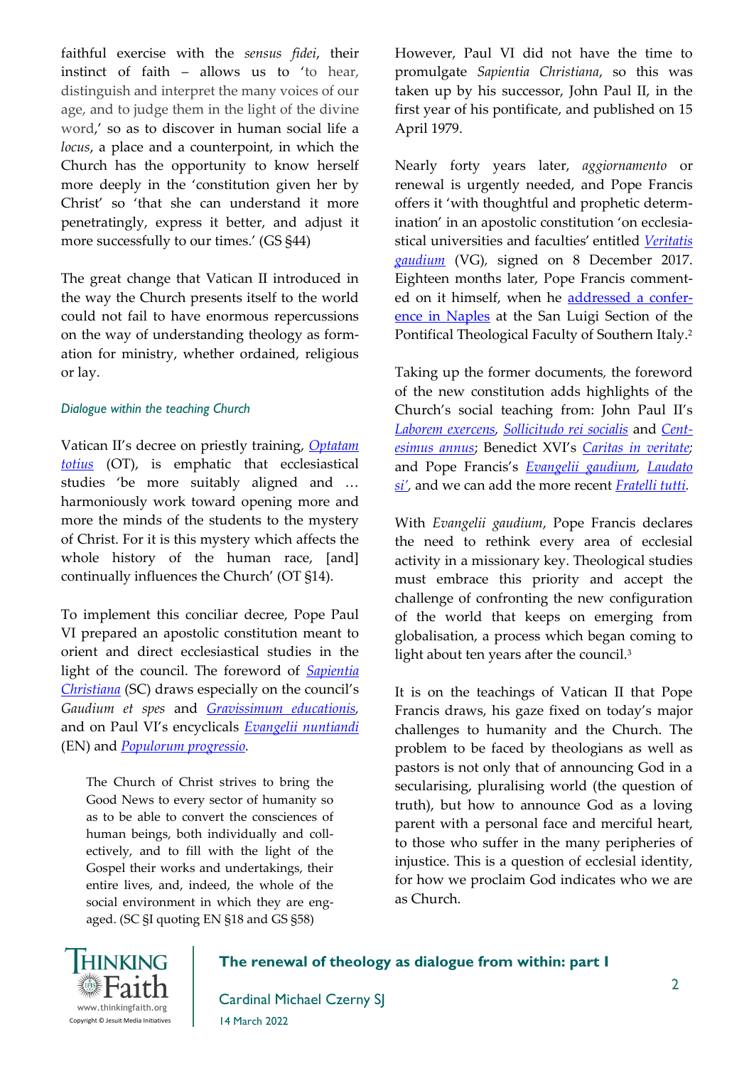faithful exercise with the *sensus fidei*, their instinct of faith – allows us to 'to hear, distinguish and interpret the many voices of our age, and to judge them in the light of the divine word,' so as to discover in human social life a *locus*, a place and a counterpoint, in which the Church has the opportunity to know herself more deeply in the 'constitution given her by Christ' so 'that she can understand it more penetratingly, express it better, and adjust it more successfully to our times.' (GS §44)

The great change that Vatican II introduced in the way the Church presents itself to the world could not fail to have enormous repercussions on the way of understanding theology as formation for ministry, whether ordained, religious or lay.

### *Dialogue within the teaching Church*

Vatican II's decree on priestly training, *Optatam totius* (OT), is emphatic that ecclesiastical studies 'be more suitably aligned and … harmoniously work toward opening more and more the minds of the students to the mystery of Christ. For it is this mystery which affects the whole history of the human race, [and] continually influences the Church' (OT §14).

To implement this conciliar decree, Pope Paul VI prepared an apostolic constitution meant to orient and direct ecclesiastical studies in the light of the council. The foreword of *Sapientia Christiana* (SC) draws especially on the council's *Gaudium et spes* and *Gravissimum educationis*, and on Paul VI's encyclicals *Evangelii nuntiandi* (EN) and *Populorum progressio*.

> The Church of Christ strives to bring the Good News to every sector of humanity so as to be able to convert the consciences of human beings, both individually and collectively, and to fill with the light of the Gospel their works and undertakings, their entire lives, and, indeed, the whole of the social environment in which they are engaged. (SC §I quoting EN §18 and GS §58)

However, Paul VI did not have the time to promulgate *Sapientia Christiana*, so this was taken up by his successor, John Paul II, in the first year of his pontificate, and published on 15 April 1979.

Nearly forty years later, *aggiornamento* or renewal is urgently needed, and Pope Francis offers it 'with thoughtful and prophetic determination' in an apostolic constitution 'on ecclesiastical universities and faculties' entitled *Veritatis gaudium* (VG), signed on 8 December 2017. Eighteen months later, Pope Francis commented on it himself, when he addressed a conference in Naples at the San Luigi Section of the Pontifical Theological Faculty of Southern Italy.[2]

Taking up the former documents, the foreword of the new constitution adds highlights of the Church's social teaching from: John Paul II's *Laborem exercens*, *Sollicitudo rei socialis* and *Centesimus annus*; Benedict XVI's *Caritas in veritate*; and Pope Francis's *Evangelii gaudium*, *Laudato si'*, and we can add the more recent *Fratelli tutti*.

With *Evangelii gaudium*, Pope Francis declares the need to rethink every area of ecclesial activity in a missionary key. Theological studies must embrace this priority and accept the challenge of confronting the new configuration of the world that keeps on emerging from globalisation, a process which began coming to light about ten years after the council.[3]

It is on the teachings of Vatican II that Pope Francis draws, his gaze fixed on today's major challenges to humanity and the Church. The problem to be faced by theologians as well as pastors is not only that of announcing God in a secularising, pluralising world (the question of truth), but how to announce God as a loving parent with a personal face and merciful heart, to those who suffer in the many peripheries of injustice. This is a question of ecclesial identity, for how we proclaim God indicates who we are as Church.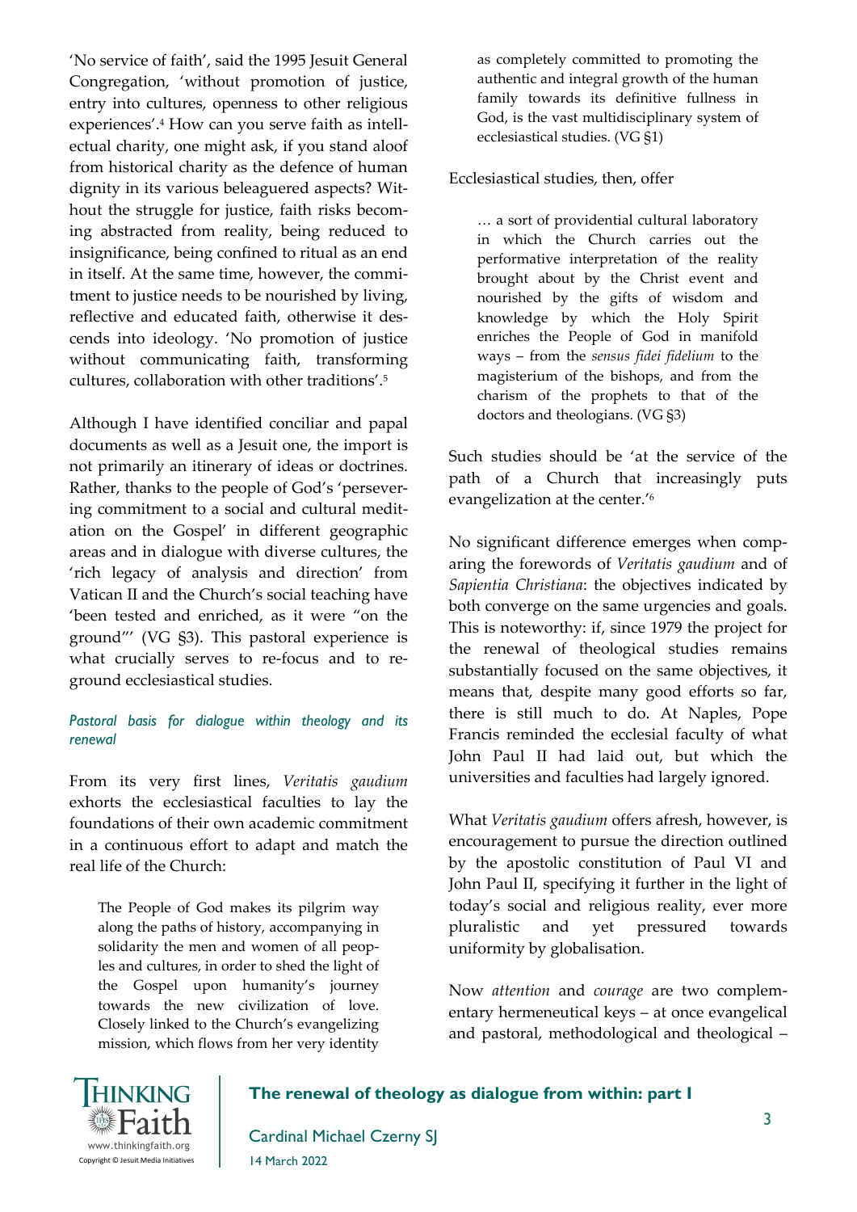'No service of faith', said the 1995 Jesuit General Congregation, 'without promotion of justice, entry into cultures, openness to other religious experiences'.[4] How can you serve faith as intellectual charity, one might ask, if you stand aloof from historical charity as the defence of human dignity in its various beleaguered aspects? Without the struggle for justice, faith risks becoming abstracted from reality, being reduced to insignificance, being confined to ritual as an end in itself. At the same time, however, the commitment to justice needs to be nourished by living, reflective and educated faith, otherwise it descends into ideology. 'No promotion of justice without communicating faith, transforming cultures, collaboration with other traditions'.[5]

Although I have identified conciliar and papal documents as well as a Jesuit one, the import is not primarily an itinerary of ideas or doctrines. Rather, thanks to the people of God's 'persevering commitment to a social and cultural meditation on the Gospel' in different geographic areas and in dialogue with diverse cultures, the 'rich legacy of analysis and direction' from Vatican II and the Church's social teaching have 'been tested and enriched, as it were "on the ground"' (VG §3). This pastoral experience is what crucially serves to re-focus and to re-ground ecclesiastical studies.

### *Pastoral basis for dialogue within theology and its renewal*

From its very first lines, *Veritatis gaudium* exhorts the ecclesiastical faculties to lay the foundations of their own academic commitment in a continuous effort to adapt and match the real life of the Church:

> The People of God makes its pilgrim way along the paths of history, accompanying in solidarity the men and women of all peoples and cultures, in order to shed the light of the Gospel upon humanity's journey towards the new civilization of love. Closely linked to the Church's evangelizing mission, which flows from her very identity as completely committed to promoting the authentic and integral growth of the human family towards its definitive fullness in God, is the vast multidisciplinary system of ecclesiastical studies. (VG §1)

Ecclesiastical studies, then, offer

> … a sort of providential cultural laboratory in which the Church carries out the performative interpretation of the reality brought about by the Christ event and nourished by the gifts of wisdom and knowledge by which the Holy Spirit enriches the People of God in manifold ways – from the *sensus fidei fidelium* to the magisterium of the bishops, and from the charism of the prophets to that of the doctors and theologians. (VG §3)

Such studies should be 'at the service of the path of a Church that increasingly puts evangelization at the center.'[6]

No significant difference emerges when comparing the forewords of *Veritatis gaudium* and of *Sapientia Christiana*: the objectives indicated by both converge on the same urgencies and goals. This is noteworthy: if, since 1979 the project for the renewal of theological studies remains substantially focused on the same objectives, it means that, despite many good efforts so far, there is still much to do. At Naples, Pope Francis reminded the ecclesial faculty of what John Paul II had laid out, but which the universities and faculties had largely ignored.

What *Veritatis gaudium* offers afresh, however, is encouragement to pursue the direction outlined by the apostolic constitution of Paul VI and John Paul II, specifying it further in the light of today's social and religious reality, ever more pluralistic and yet pressured towards uniformity by globalisation.

Now *attention* and *courage* are two complementary hermeneutical keys – at once evangelical and pastoral, methodological and theological –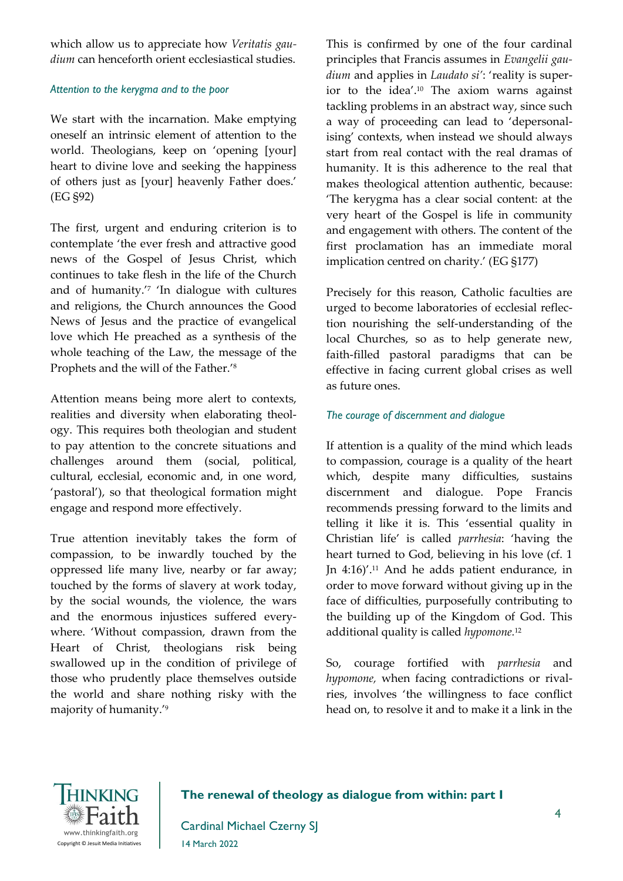which allow us to appreciate how *Veritatis gaudium* can henceforth orient ecclesiastical studies.

### *Attention to the kerygma and to the poor*

We start with the incarnation. Make emptying oneself an intrinsic element of attention to the world. Theologians, keep on 'opening [your] heart to divine love and seeking the happiness of others just as [your] heavenly Father does.' (EG §92)

The first, urgent and enduring criterion is to contemplate 'the ever fresh and attractive good news of the Gospel of Jesus Christ, which continues to take flesh in the life of the Church and of humanity.'[7] 'In dialogue with cultures and religions, the Church announces the Good News of Jesus and the practice of evangelical love which He preached as a synthesis of the whole teaching of the Law, the message of the Prophets and the will of the Father.'[8]

Attention means being more alert to contexts, realities and diversity when elaborating theology. This requires both theologian and student to pay attention to the concrete situations and challenges around them (social, political, cultural, ecclesial, economic and, in one word, 'pastoral'), so that theological formation might engage and respond more effectively.

True attention inevitably takes the form of compassion, to be inwardly touched by the oppressed life many live, nearby or far away; touched by the forms of slavery at work today, by the social wounds, the violence, the wars and the enormous injustices suffered everywhere. 'Without compassion, drawn from the Heart of Christ, theologians risk being swallowed up in the condition of privilege of those who prudently place themselves outside the world and share nothing risky with the majority of humanity.'[9]

This is confirmed by one of the four cardinal principles that Francis assumes in *Evangelii gaudium* and applies in *Laudato si'*: 'reality is superior to the idea'.[10] The axiom warns against tackling problems in an abstract way, since such a way of proceeding can lead to 'depersonalising' contexts, when instead we should always start from real contact with the real dramas of humanity. It is this adherence to the real that makes theological attention authentic, because: 'The kerygma has a clear social content: at the very heart of the Gospel is life in community and engagement with others. The content of the first proclamation has an immediate moral implication centred on charity.' (EG §177)

Precisely for this reason, Catholic faculties are urged to become laboratories of ecclesial reflection nourishing the self-understanding of the local Churches, so as to help generate new, faith-filled pastoral paradigms that can be effective in facing current global crises as well as future ones.

### *The courage of discernment and dialogue*

If attention is a quality of the mind which leads to compassion, courage is a quality of the heart which, despite many difficulties, sustains discernment and dialogue. Pope Francis recommends pressing forward to the limits and telling it like it is. This 'essential quality in Christian life' is called *parrhesia*: 'having the heart turned to God, believing in his love (cf. 1 Jn 4:16)'.[11] And he adds patient endurance, in order to move forward without giving up in the face of difficulties, purposefully contributing to the building up of the Kingdom of God. This additional quality is called *hypomone.*[12]

So, courage fortified with *parrhesia* and *hypomone,* when facing contradictions or rivalries, involves 'the willingness to face conflict head on, to resolve it and to make it a link in the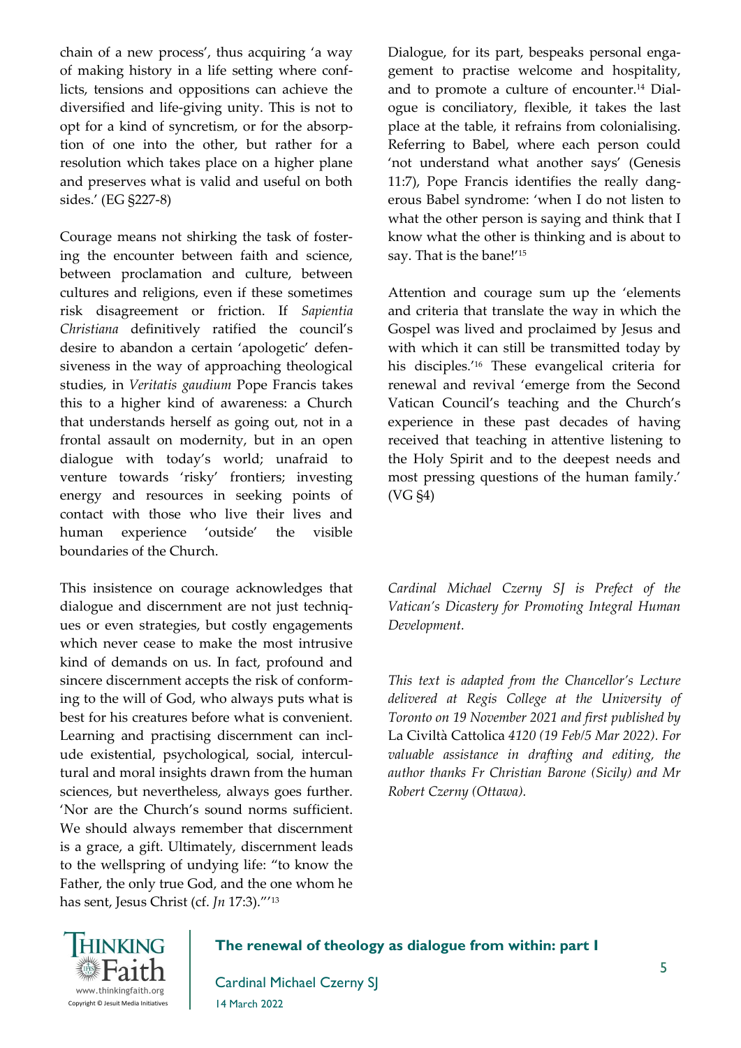chain of a new process', thus acquiring 'a way of making history in a life setting where conflicts, tensions and oppositions can achieve the diversified and life-giving unity. This is not to opt for a kind of syncretism, or for the absorption of one into the other, but rather for a resolution which takes place on a higher plane and preserves what is valid and useful on both sides.' (EG §227-8)

Courage means not shirking the task of fostering the encounter between faith and science, between proclamation and culture, between cultures and religions, even if these sometimes risk disagreement or friction. If *Sapientia Christiana* definitively ratified the council's desire to abandon a certain 'apologetic' defensiveness in the way of approaching theological studies, in *Veritatis gaudium* Pope Francis takes this to a higher kind of awareness: a Church that understands herself as going out, not in a frontal assault on modernity, but in an open dialogue with today's world; unafraid to venture towards 'risky' frontiers; investing energy and resources in seeking points of contact with those who live their lives and human experience 'outside' the visible boundaries of the Church.

This insistence on courage acknowledges that dialogue and discernment are not just techniques or even strategies, but costly engagements which never cease to make the most intrusive kind of demands on us. In fact, profound and sincere discernment accepts the risk of conforming to the will of God, who always puts what is best for his creatures before what is convenient. Learning and practising discernment can include existential, psychological, social, intercultural and moral insights drawn from the human sciences, but nevertheless, always goes further. 'Nor are the Church's sound norms sufficient. We should always remember that discernment is a grace, a gift. Ultimately, discernment leads to the wellspring of undying life: "to know the Father, the only true God, and the one whom he has sent, Jesus Christ (cf. *Jn* 17:3)."'[13]

Dialogue, for its part, bespeaks personal engagement to practise welcome and hospitality, and to promote a culture of encounter.[14] Dialogue is conciliatory, flexible, it takes the last place at the table, it refrains from colonialising. Referring to Babel, where each person could 'not understand what another says' (Genesis 11:7), Pope Francis identifies the really dangerous Babel syndrome: 'when I do not listen to what the other person is saying and think that I know what the other is thinking and is about to say. That is the bane!'[15]

Attention and courage sum up the 'elements and criteria that translate the way in which the Gospel was lived and proclaimed by Jesus and with which it can still be transmitted today by his disciples.'[16] These evangelical criteria for renewal and revival 'emerge from the Second Vatican Council's teaching and the Church's experience in these past decades of having received that teaching in attentive listening to the Holy Spirit and to the deepest needs and most pressing questions of the human family.' (VG §4)

*Cardinal Michael Czerny SJ is Prefect of the Vatican's Dicastery for Promoting Integral Human Development.*

*This text is adapted from the Chancellor's Lecture delivered at Regis College at the University of Toronto on 19 November 2021 and first published by* La Civiltà Cattolica *4120 (19 Feb/5 Mar 2022). For valuable assistance in drafting and editing, the author thanks Fr Christian Barone (Sicily) and Mr Robert Czerny (Ottawa).*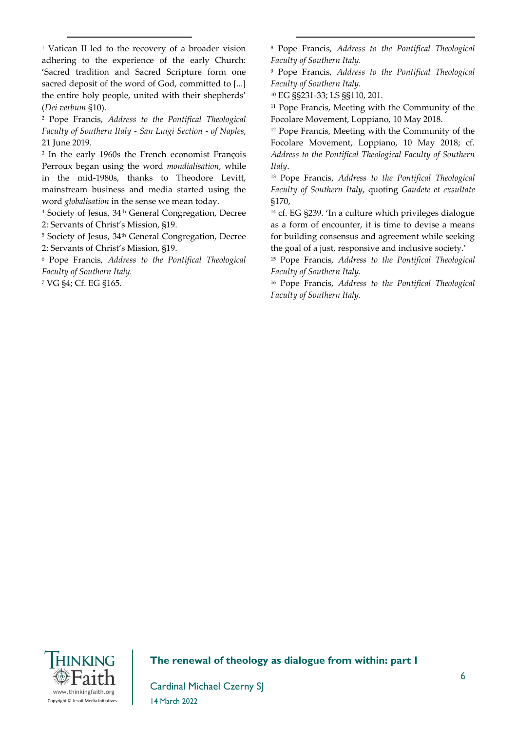[1] Vatican II led to the recovery of a broader vision adhering to the experience of the early Church: 'Sacred tradition and Sacred Scripture form one sacred deposit of the word of God, committed to [...] the entire holy people, united with their shepherds' (*Dei verbum* §10).

[2] Pope Francis, *Address to the Pontifical Theological Faculty of Southern Italy - San Luigi Section - of Naples*, 21 June 2019.

[3] In the early 1960s the French economist François Perroux began using the word *mondialisation*, while in the mid-1980s, thanks to Theodore Levitt, mainstream business and media started using the word *globalisation* in the sense we mean today.

[4] Society of Jesus, 34th General Congregation, Decree 2: Servants of Christ's Mission, §19.

[5] Society of Jesus, 34th General Congregation, Decree 2: Servants of Christ's Mission, §19.

[6] Pope Francis, *Address to the Pontifical Theological Faculty of Southern Italy.*

[7] VG §4; Cf. EG §165.

[8] Pope Francis, *Address to the Pontifical Theological Faculty of Southern Italy.*

[9] Pope Francis, *Address to the Pontifical Theological Faculty of Southern Italy.*

[10] EG §§231-33; LS §§110, 201.

[11] Pope Francis, Meeting with the Community of the Focolare Movement, Loppiano, 10 May 2018.

[12] Pope Francis, Meeting with the Community of the Focolare Movement, Loppiano, 10 May 2018; cf. *Address to the Pontifical Theological Faculty of Southern Italy*.

[13] Pope Francis, *Address to the Pontifical Theological Faculty of Southern Italy*, quoting *Gaudete et exsultate* §170,

[14] cf. EG §239. 'In a culture which privileges dialogue as a form of encounter, it is time to devise a means for building consensus and agreement while seeking the goal of a just, responsive and inclusive society.'

[15] Pope Francis, *Address to the Pontifical Theological Faculty of Southern Italy*.

[16] Pope Francis, *Address to the Pontifical Theological Faculty of Southern Italy.*